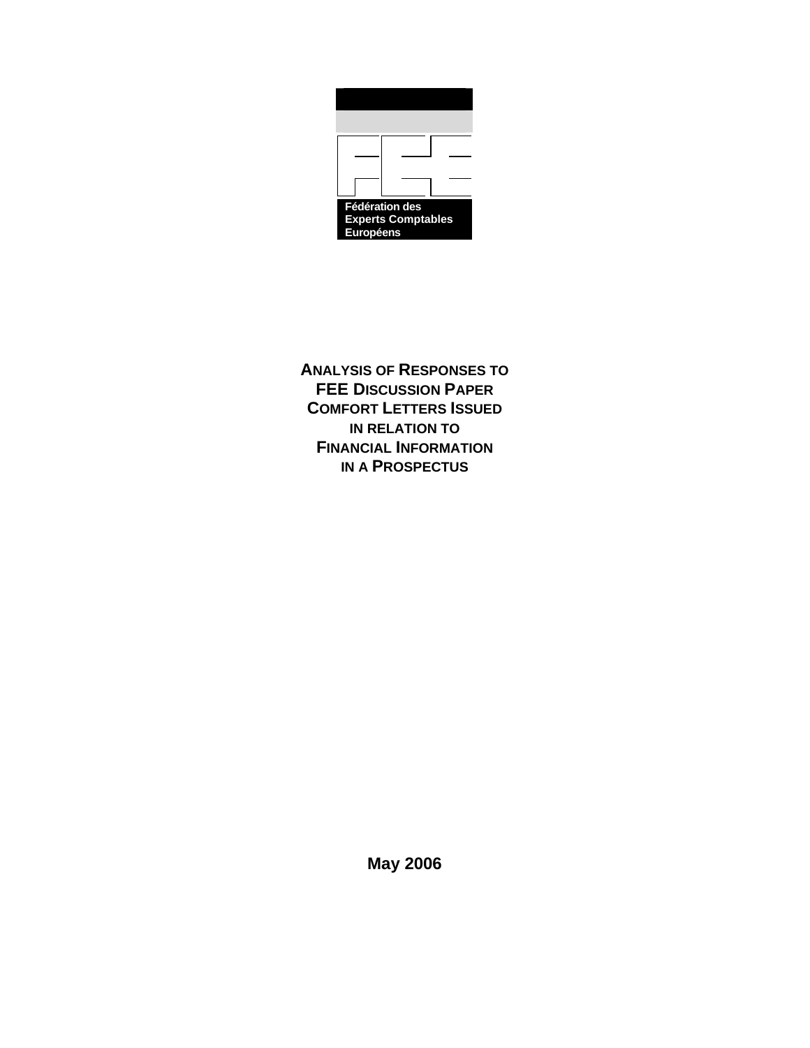Fédération des
Experts Comptables
Européens

# Analysis of Responses to FEE Discussion Paper Comfort Letters Issued in relation to Financial Information in a Prospectus

**May 2006**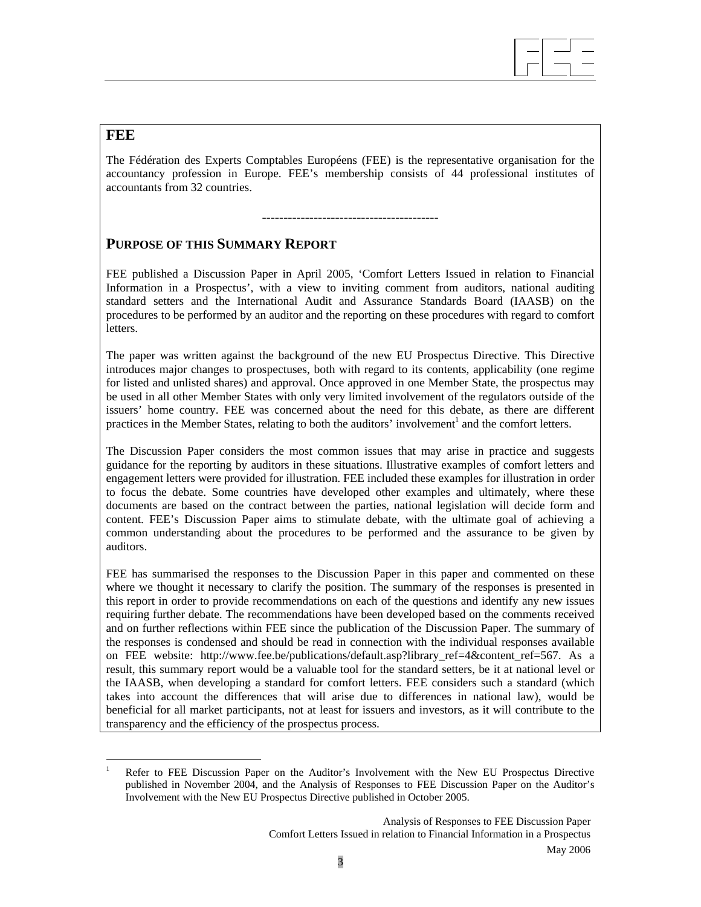## FEE

The Fédération des Experts Comptables Européens (FEE) is the representative organisation for the accountancy profession in Europe. FEE's membership consists of 44 professional institutes of accountants from 32 countries.

----------------------------------------

## PURPOSE OF THIS SUMMARY REPORT

FEE published a Discussion Paper in April 2005, 'Comfort Letters Issued in relation to Financial Information in a Prospectus', with a view to inviting comment from auditors, national auditing standard setters and the International Audit and Assurance Standards Board (IAASB) on the procedures to be performed by an auditor and the reporting on these procedures with regard to comfort letters.

The paper was written against the background of the new EU Prospectus Directive. This Directive introduces major changes to prospectuses, both with regard to its contents, applicability (one regime for listed and unlisted shares) and approval. Once approved in one Member State, the prospectus may be used in all other Member States with only very limited involvement of the regulators outside of the issuers' home country. FEE was concerned about the need for this debate, as there are different practices in the Member States, relating to both the auditors' involvement[1] and the comfort letters.

The Discussion Paper considers the most common issues that may arise in practice and suggests guidance for the reporting by auditors in these situations. Illustrative examples of comfort letters and engagement letters were provided for illustration. FEE included these examples for illustration in order to focus the debate. Some countries have developed other examples and ultimately, where these documents are based on the contract between the parties, national legislation will decide form and content. FEE's Discussion Paper aims to stimulate debate, with the ultimate goal of achieving a common understanding about the procedures to be performed and the assurance to be given by auditors.

FEE has summarised the responses to the Discussion Paper in this paper and commented on these where we thought it necessary to clarify the position. The summary of the responses is presented in this report in order to provide recommendations on each of the questions and identify any new issues requiring further debate. The recommendations have been developed based on the comments received and on further reflections within FEE since the publication of the Discussion Paper. The summary of the responses is condensed and should be read in connection with the individual responses available on FEE website: http://www.fee.be/publications/default.asp?library_ref=4&content_ref=567. As a result, this summary report would be a valuable tool for the standard setters, be it at national level or the IAASB, when developing a standard for comfort letters. FEE considers such a standard (which takes into account the differences that will arise due to differences in national law), would be beneficial for all market participants, not at least for issuers and investors, as it will contribute to the transparency and the efficiency of the prospectus process.

---

[1] Refer to FEE Discussion Paper on the Auditor's Involvement with the New EU Prospectus Directive published in November 2004, and the Analysis of Responses to FEE Discussion Paper on the Auditor's Involvement with the New EU Prospectus Directive published in October 2005.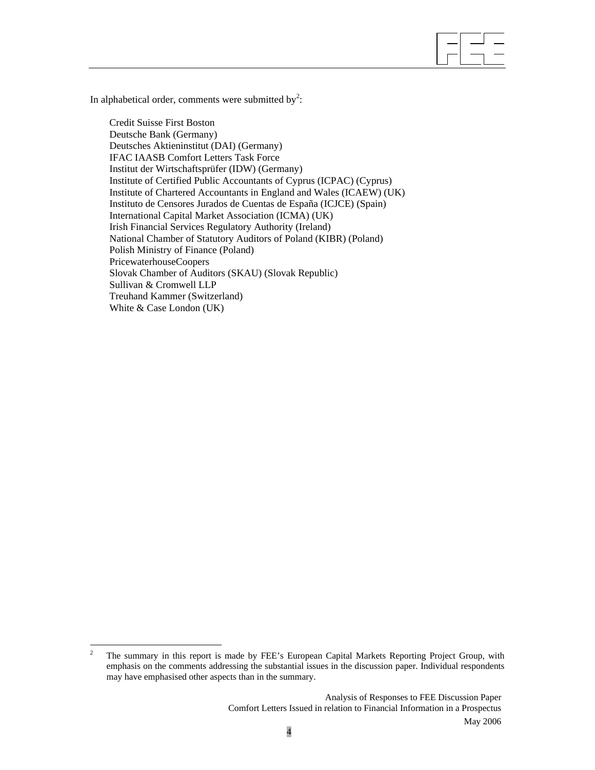In alphabetical order, comments were submitted by[2]:

Credit Suisse First Boston
Deutsche Bank (Germany)
Deutsches Aktieninstitut (DAI) (Germany)
IFAC IAASB Comfort Letters Task Force
Institut der Wirtschaftsprüfer (IDW) (Germany)
Institute of Certified Public Accountants of Cyprus (ICPAC) (Cyprus)
Institute of Chartered Accountants in England and Wales (ICAEW) (UK)
Instituto de Censores Jurados de Cuentas de España (ICJCE) (Spain)
International Capital Market Association (ICMA) (UK)
Irish Financial Services Regulatory Authority (Ireland)
National Chamber of Statutory Auditors of Poland (KIBR) (Poland)
Polish Ministry of Finance (Poland)
PricewaterhouseCoopers
Slovak Chamber of Auditors (SKAU) (Slovak Republic)
Sullivan & Cromwell LLP
Treuhand Kammer (Switzerland)
White & Case London (UK)

---

[2] The summary in this report is made by FEE's European Capital Markets Reporting Project Group, with emphasis on the comments addressing the substantial issues in the discussion paper. Individual respondents may have emphasised other aspects than in the summary.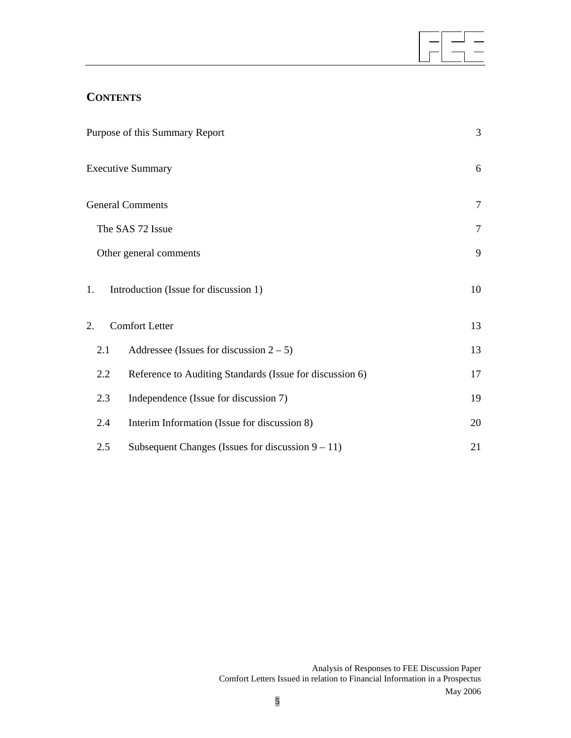## CONTENTS

| | |
|---|---|
| Purpose of this Summary Report | 3 |
| Executive Summary | 6 |
| General Comments | 7 |
| The SAS 72 Issue | 7 |
| Other general comments | 9 |
| 1. Introduction (Issue for discussion 1) | 10 |
| 2. Comfort Letter | 13 |
| 2.1 Addressee (Issues for discussion 2 – 5) | 13 |
| 2.2 Reference to Auditing Standards (Issue for discussion 6) | 17 |
| 2.3 Independence (Issue for discussion 7) | 19 |
| 2.4 Interim Information (Issue for discussion 8) | 20 |
| 2.5 Subsequent Changes (Issues for discussion 9 – 11) | 21 |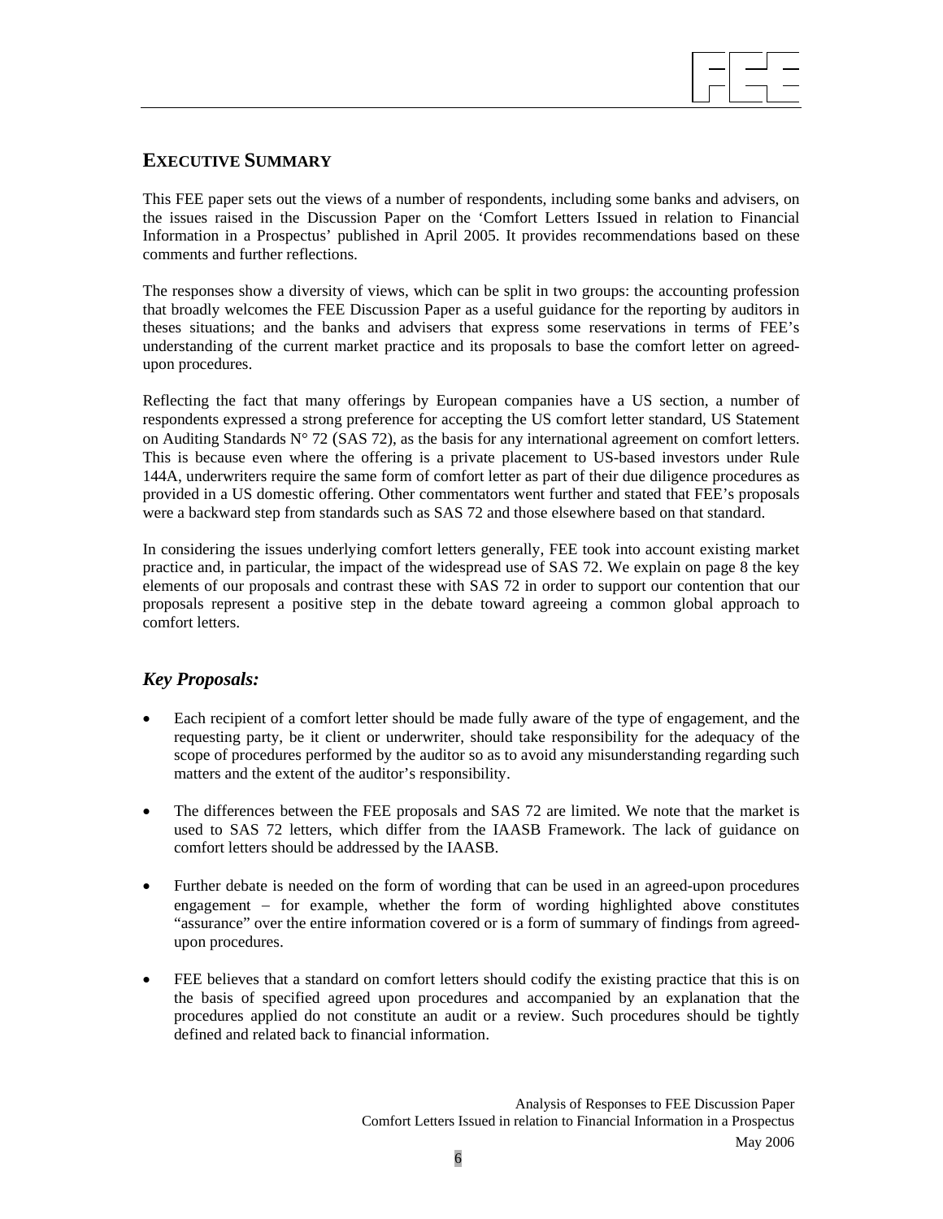## EXECUTIVE SUMMARY

This FEE paper sets out the views of a number of respondents, including some banks and advisers, on the issues raised in the Discussion Paper on the 'Comfort Letters Issued in relation to Financial Information in a Prospectus' published in April 2005. It provides recommendations based on these comments and further reflections.

The responses show a diversity of views, which can be split in two groups: the accounting profession that broadly welcomes the FEE Discussion Paper as a useful guidance for the reporting by auditors in theses situations; and the banks and advisers that express some reservations in terms of FEE's understanding of the current market practice and its proposals to base the comfort letter on agreed-upon procedures.

Reflecting the fact that many offerings by European companies have a US section, a number of respondents expressed a strong preference for accepting the US comfort letter standard, US Statement on Auditing Standards N° 72 (SAS 72), as the basis for any international agreement on comfort letters. This is because even where the offering is a private placement to US-based investors under Rule 144A, underwriters require the same form of comfort letter as part of their due diligence procedures as provided in a US domestic offering. Other commentators went further and stated that FEE's proposals were a backward step from standards such as SAS 72 and those elsewhere based on that standard.

In considering the issues underlying comfort letters generally, FEE took into account existing market practice and, in particular, the impact of the widespread use of SAS 72. We explain on page 8 the key elements of our proposals and contrast these with SAS 72 in order to support our contention that our proposals represent a positive step in the debate toward agreeing a common global approach to comfort letters.

### *Key Proposals:*

- Each recipient of a comfort letter should be made fully aware of the type of engagement, and the requesting party, be it client or underwriter, should take responsibility for the adequacy of the scope of procedures performed by the auditor so as to avoid any misunderstanding regarding such matters and the extent of the auditor's responsibility.

- The differences between the FEE proposals and SAS 72 are limited. We note that the market is used to SAS 72 letters, which differ from the IAASB Framework. The lack of guidance on comfort letters should be addressed by the IAASB.

- Further debate is needed on the form of wording that can be used in an agreed-upon procedures engagement – for example, whether the form of wording highlighted above constitutes "assurance" over the entire information covered or is a form of summary of findings from agreed-upon procedures.

- FEE believes that a standard on comfort letters should codify the existing practice that this is on the basis of specified agreed upon procedures and accompanied by an explanation that the procedures applied do not constitute an audit or a review. Such procedures should be tightly defined and related back to financial information.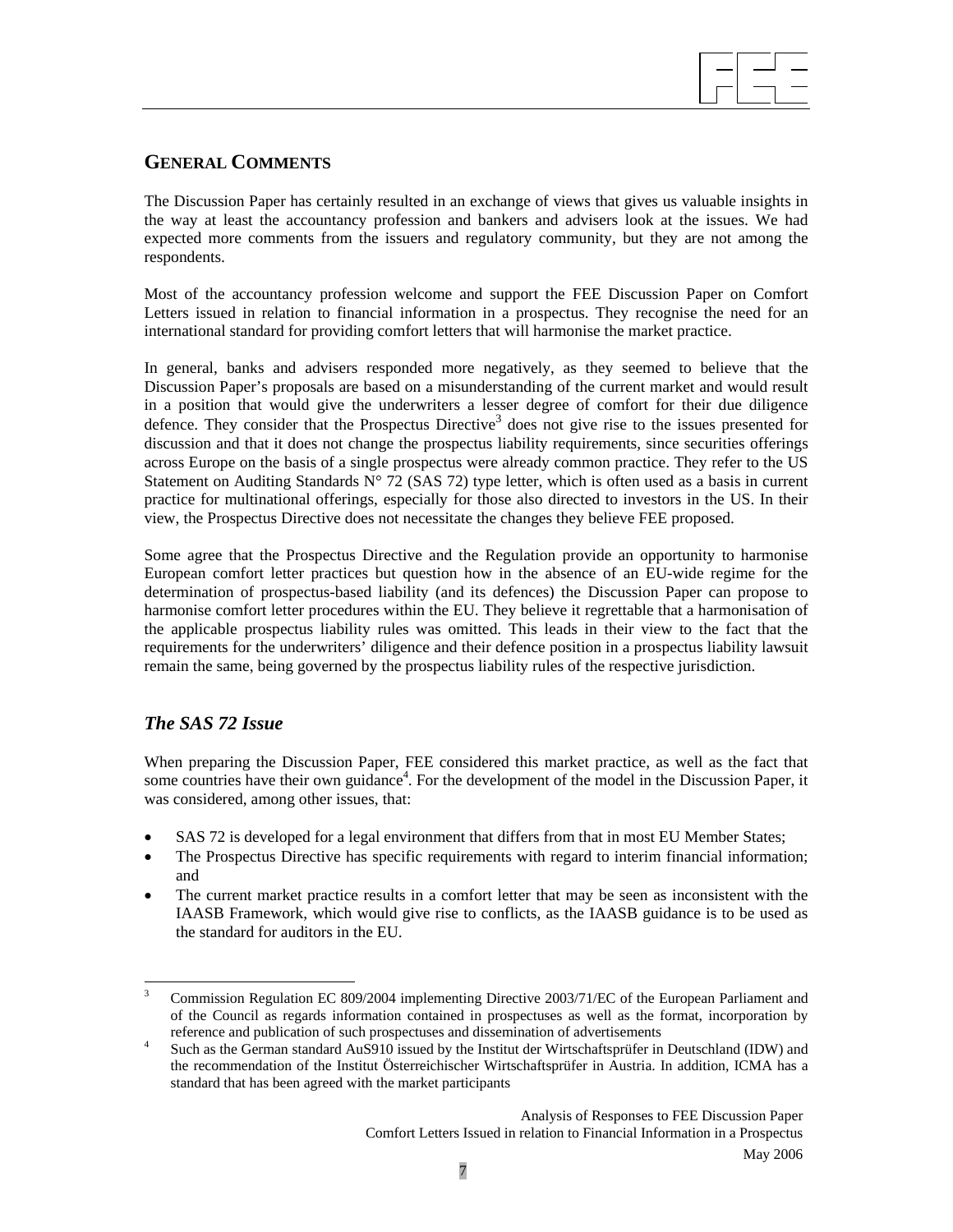## GENERAL COMMENTS

The Discussion Paper has certainly resulted in an exchange of views that gives us valuable insights in the way at least the accountancy profession and bankers and advisers look at the issues. We had expected more comments from the issuers and regulatory community, but they are not among the respondents.

Most of the accountancy profession welcome and support the FEE Discussion Paper on Comfort Letters issued in relation to financial information in a prospectus. They recognise the need for an international standard for providing comfort letters that will harmonise the market practice.

In general, banks and advisers responded more negatively, as they seemed to believe that the Discussion Paper's proposals are based on a misunderstanding of the current market and would result in a position that would give the underwriters a lesser degree of comfort for their due diligence defence. They consider that the Prospectus Directive[3] does not give rise to the issues presented for discussion and that it does not change the prospectus liability requirements, since securities offerings across Europe on the basis of a single prospectus were already common practice. They refer to the US Statement on Auditing Standards N° 72 (SAS 72) type letter, which is often used as a basis in current practice for multinational offerings, especially for those also directed to investors in the US. In their view, the Prospectus Directive does not necessitate the changes they believe FEE proposed.

Some agree that the Prospectus Directive and the Regulation provide an opportunity to harmonise European comfort letter practices but question how in the absence of an EU-wide regime for the determination of prospectus-based liability (and its defences) the Discussion Paper can propose to harmonise comfort letter procedures within the EU. They believe it regrettable that a harmonisation of the applicable prospectus liability rules was omitted. This leads in their view to the fact that the requirements for the underwriters' diligence and their defence position in a prospectus liability lawsuit remain the same, being governed by the prospectus liability rules of the respective jurisdiction.

### *The SAS 72 Issue*

When preparing the Discussion Paper, FEE considered this market practice, as well as the fact that some countries have their own guidance[4]. For the development of the model in the Discussion Paper, it was considered, among other issues, that:

- SAS 72 is developed for a legal environment that differs from that in most EU Member States;
- The Prospectus Directive has specific requirements with regard to interim financial information; and
- The current market practice results in a comfort letter that may be seen as inconsistent with the IAASB Framework, which would give rise to conflicts, as the IAASB guidance is to be used as the standard for auditors in the EU.

---

[3] Commission Regulation EC 809/2004 implementing Directive 2003/71/EC of the European Parliament and of the Council as regards information contained in prospectuses as well as the format, incorporation by reference and publication of such prospectuses and dissemination of advertisements

[4] Such as the German standard AuS910 issued by the Institut der Wirtschaftsprüfer in Deutschland (IDW) and the recommendation of the Institut Österreichischer Wirtschaftsprüfer in Austria. In addition, ICMA has a standard that has been agreed with the market participants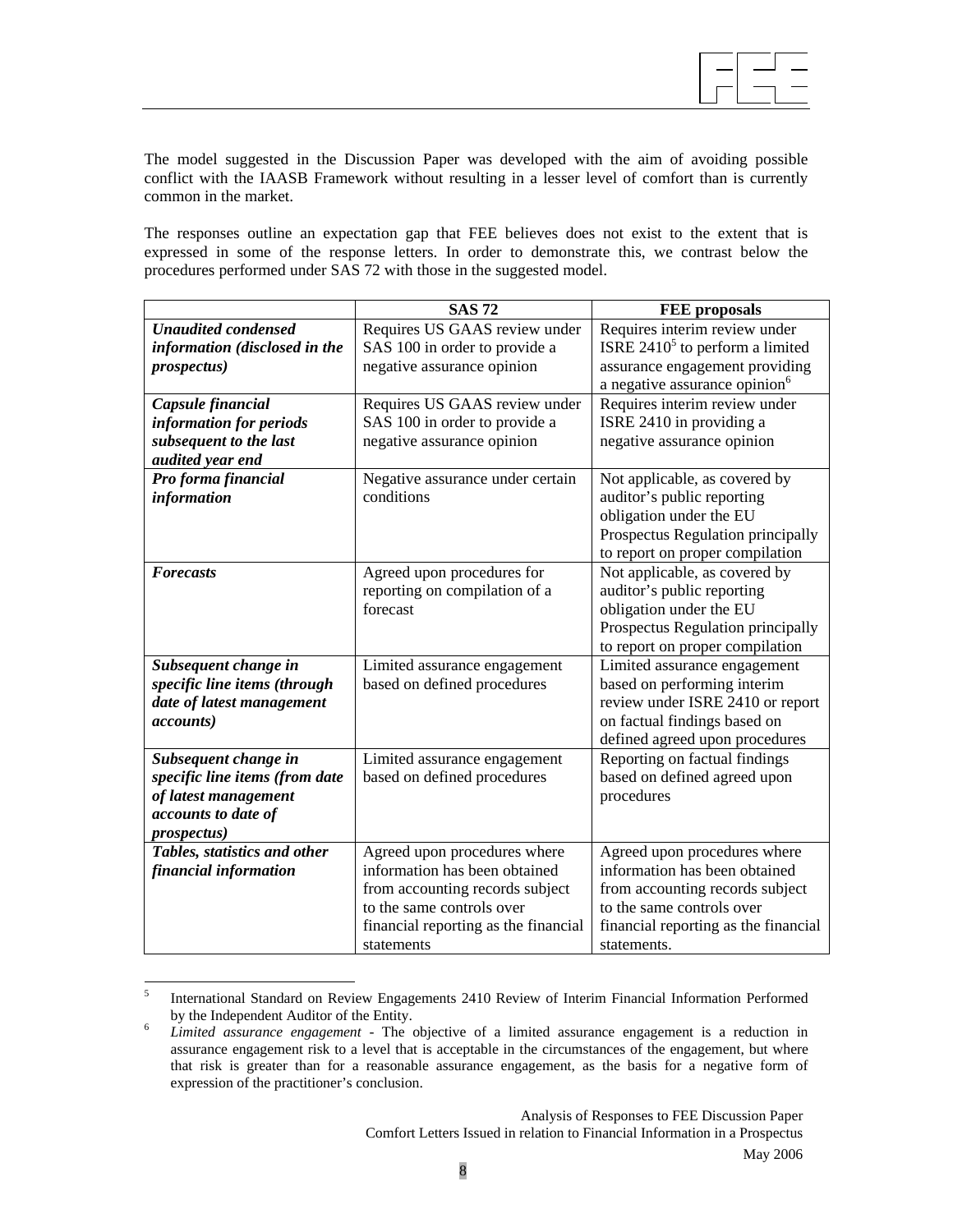The model suggested in the Discussion Paper was developed with the aim of avoiding possible conflict with the IAASB Framework without resulting in a lesser level of comfort than is currently common in the market.

The responses outline an expectation gap that FEE believes does not exist to the extent that is expressed in some of the response letters. In order to demonstrate this, we contrast below the procedures performed under SAS 72 with those in the suggested model.

| | **SAS 72** | **FEE proposals** |
|---|---|---|
| ***Unaudited condensed information (disclosed in the prospectus)*** | Requires US GAAS review under SAS 100 in order to provide a negative assurance opinion | Requires interim review under ISRE 2410[5] to perform a limited assurance engagement providing a negative assurance opinion[6] |
| ***Capsule financial information for periods subsequent to the last audited year end*** | Requires US GAAS review under SAS 100 in order to provide a negative assurance opinion | Requires interim review under ISRE 2410 in providing a negative assurance opinion |
| ***Pro forma financial information*** | Negative assurance under certain conditions | Not applicable, as covered by auditor's public reporting obligation under the EU Prospectus Regulation principally to report on proper compilation |
| ***Forecasts*** | Agreed upon procedures for reporting on compilation of a forecast | Not applicable, as covered by auditor's public reporting obligation under the EU Prospectus Regulation principally to report on proper compilation |
| ***Subsequent change in specific line items (through date of latest management accounts)*** | Limited assurance engagement based on defined procedures | Limited assurance engagement based on performing interim review under ISRE 2410 or report on factual findings based on defined agreed upon procedures |
| ***Subsequent change in specific line items (from date of latest management accounts to date of prospectus)*** | Limited assurance engagement based on defined procedures | Reporting on factual findings based on defined agreed upon procedures |
| ***Tables, statistics and other financial information*** | Agreed upon procedures where information has been obtained from accounting records subject to the same controls over financial reporting as the financial statements | Agreed upon procedures where information has been obtained from accounting records subject to the same controls over financial reporting as the financial statements. |

[5] International Standard on Review Engagements 2410 Review of Interim Financial Information Performed by the Independent Auditor of the Entity.

[6] *Limited assurance engagement* - The objective of a limited assurance engagement is a reduction in assurance engagement risk to a level that is acceptable in the circumstances of the engagement, but where that risk is greater than for a reasonable assurance engagement, as the basis for a negative form of expression of the practitioner's conclusion.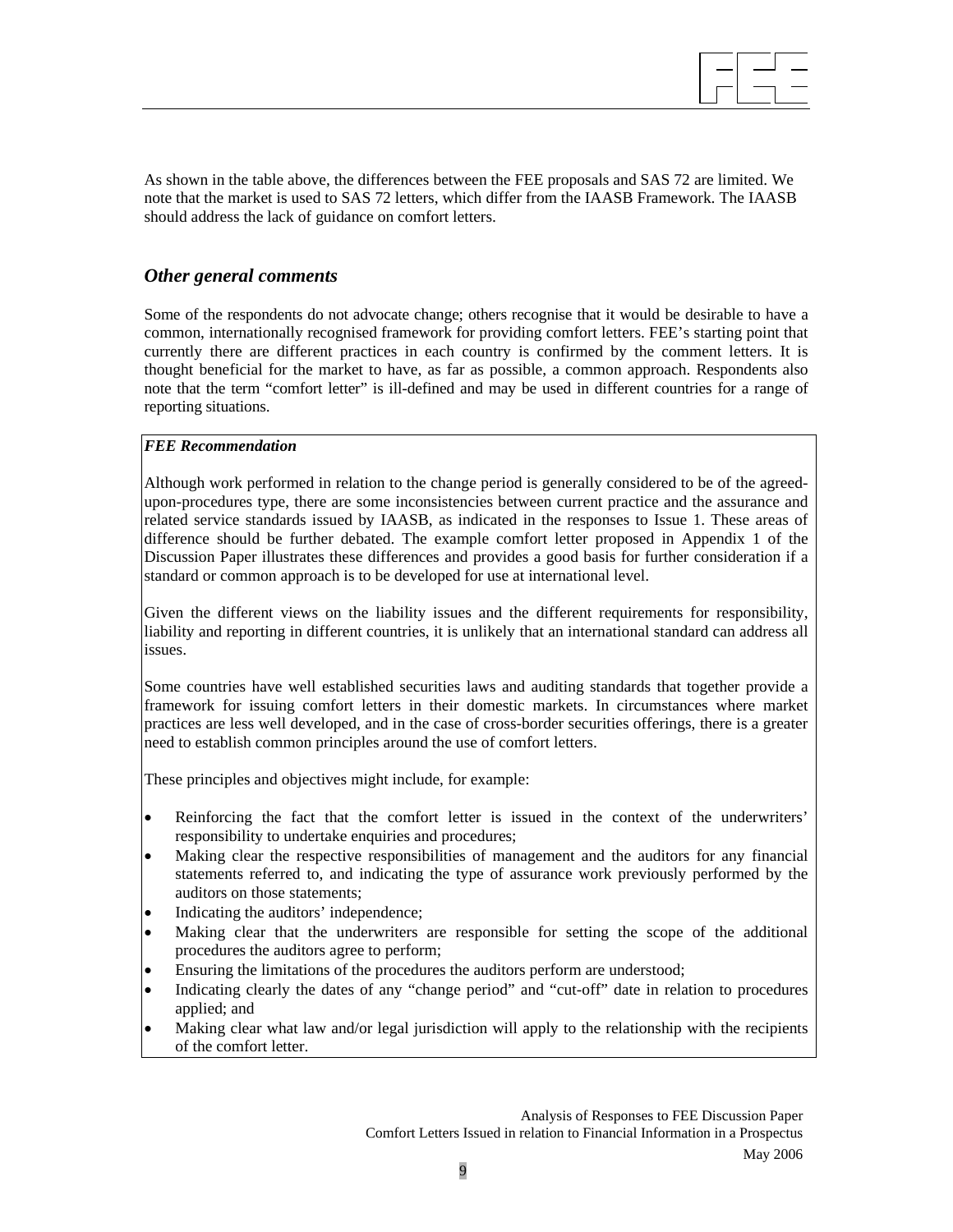As shown in the table above, the differences between the FEE proposals and SAS 72 are limited. We note that the market is used to SAS 72 letters, which differ from the IAASB Framework. The IAASB should address the lack of guidance on comfort letters.

## *Other general comments*

Some of the respondents do not advocate change; others recognise that it would be desirable to have a common, internationally recognised framework for providing comfort letters. FEE's starting point that currently there are different practices in each country is confirmed by the comment letters. It is thought beneficial for the market to have, as far as possible, a common approach. Respondents also note that the term "comfort letter" is ill-defined and may be used in different countries for a range of reporting situations.

***FEE Recommendation***

Although work performed in relation to the change period is generally considered to be of the agreed-upon-procedures type, there are some inconsistencies between current practice and the assurance and related service standards issued by IAASB, as indicated in the responses to Issue 1. These areas of difference should be further debated. The example comfort letter proposed in Appendix 1 of the Discussion Paper illustrates these differences and provides a good basis for further consideration if a standard or common approach is to be developed for use at international level.

Given the different views on the liability issues and the different requirements for responsibility, liability and reporting in different countries, it is unlikely that an international standard can address all issues.

Some countries have well established securities laws and auditing standards that together provide a framework for issuing comfort letters in their domestic markets. In circumstances where market practices are less well developed, and in the case of cross-border securities offerings, there is a greater need to establish common principles around the use of comfort letters.

These principles and objectives might include, for example:

- Reinforcing the fact that the comfort letter is issued in the context of the underwriters' responsibility to undertake enquiries and procedures;
- Making clear the respective responsibilities of management and the auditors for any financial statements referred to, and indicating the type of assurance work previously performed by the auditors on those statements;
- Indicating the auditors' independence;
- Making clear that the underwriters are responsible for setting the scope of the additional procedures the auditors agree to perform;
- Ensuring the limitations of the procedures the auditors perform are understood;
- Indicating clearly the dates of any "change period" and "cut-off" date in relation to procedures applied; and
- Making clear what law and/or legal jurisdiction will apply to the relationship with the recipients of the comfort letter.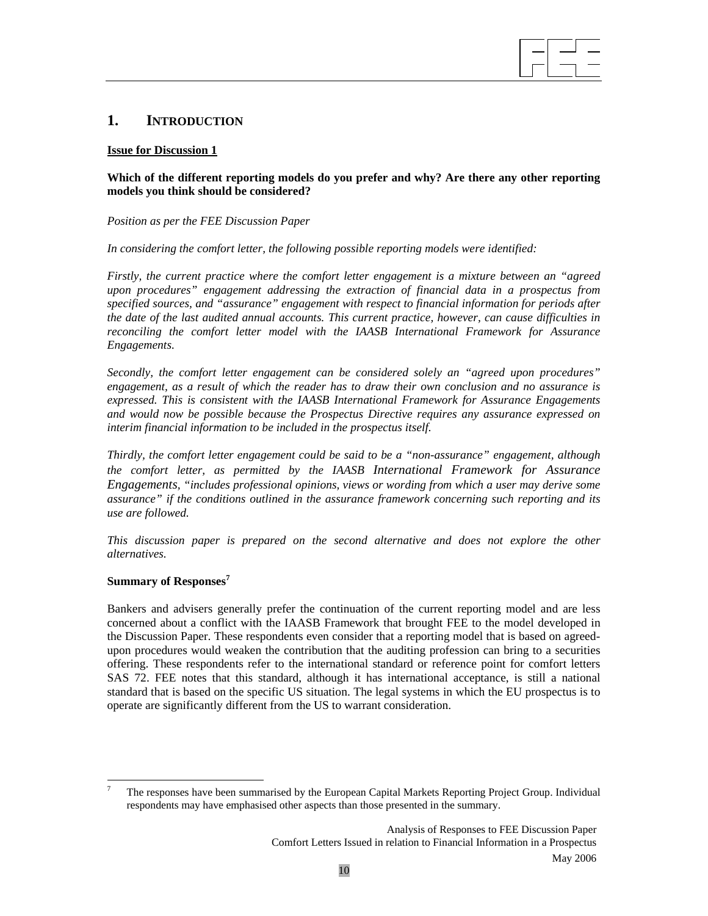# 1. INTRODUCTION

**<u>Issue for Discussion 1</u>**

**Which of the different reporting models do you prefer and why? Are there any other reporting models you think should be considered?**

*Position as per the FEE Discussion Paper*

*In considering the comfort letter, the following possible reporting models were identified:*

*Firstly, the current practice where the comfort letter engagement is a mixture between an "agreed upon procedures" engagement addressing the extraction of financial data in a prospectus from specified sources, and "assurance" engagement with respect to financial information for periods after the date of the last audited annual accounts. This current practice, however, can cause difficulties in reconciling the comfort letter model with the IAASB International Framework for Assurance Engagements.*

*Secondly, the comfort letter engagement can be considered solely an "agreed upon procedures" engagement, as a result of which the reader has to draw their own conclusion and no assurance is expressed. This is consistent with the IAASB International Framework for Assurance Engagements and would now be possible because the Prospectus Directive requires any assurance expressed on interim financial information to be included in the prospectus itself.*

*Thirdly, the comfort letter engagement could be said to be a "non-assurance" engagement, although the comfort letter, as permitted by the IAASB International Framework for Assurance Engagements, "includes professional opinions, views or wording from which a user may derive some assurance" if the conditions outlined in the assurance framework concerning such reporting and its use are followed.*

*This discussion paper is prepared on the second alternative and does not explore the other alternatives.*

**Summary of Responses**[7]

Bankers and advisers generally prefer the continuation of the current reporting model and are less concerned about a conflict with the IAASB Framework that brought FEE to the model developed in the Discussion Paper. These respondents even consider that a reporting model that is based on agreed-upon procedures would weaken the contribution that the auditing profession can bring to a securities offering. These respondents refer to the international standard or reference point for comfort letters SAS 72. FEE notes that this standard, although it has international acceptance, is still a national standard that is based on the specific US situation. The legal systems in which the EU prospectus is to operate are significantly different from the US to warrant consideration.

[7] The responses have been summarised by the European Capital Markets Reporting Project Group. Individual respondents may have emphasised other aspects than those presented in the summary.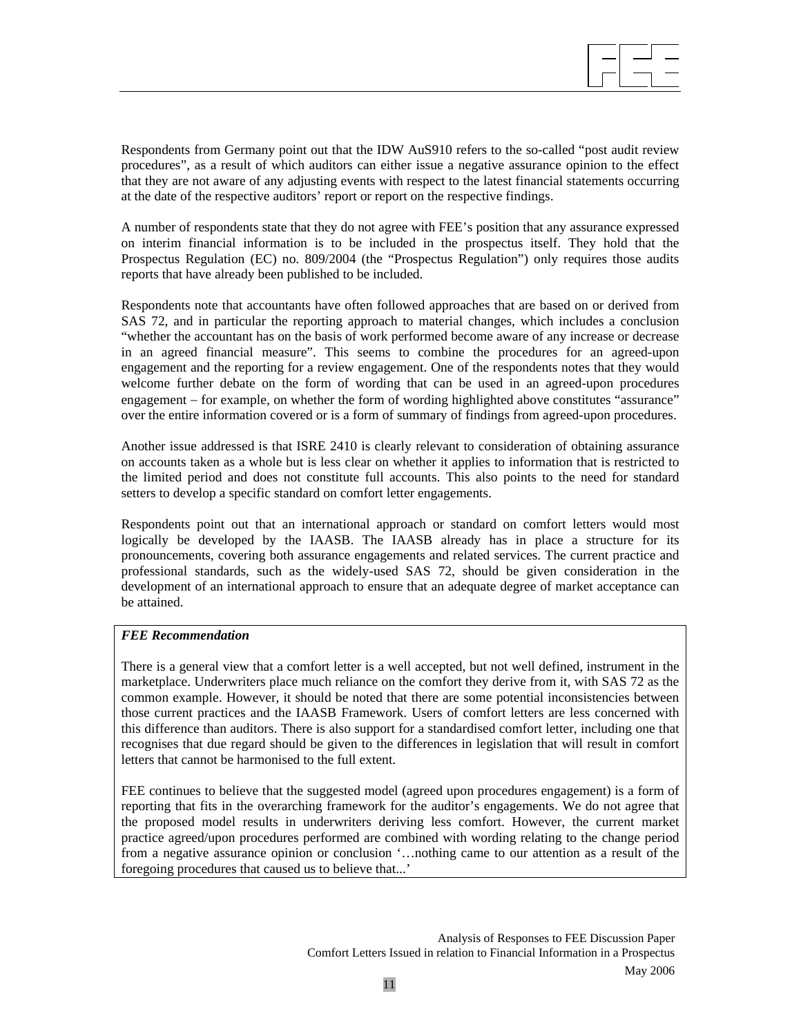Respondents from Germany point out that the IDW AuS910 refers to the so-called "post audit review procedures", as a result of which auditors can either issue a negative assurance opinion to the effect that they are not aware of any adjusting events with respect to the latest financial statements occurring at the date of the respective auditors' report or report on the respective findings.

A number of respondents state that they do not agree with FEE's position that any assurance expressed on interim financial information is to be included in the prospectus itself. They hold that the Prospectus Regulation (EC) no. 809/2004 (the "Prospectus Regulation") only requires those audits reports that have already been published to be included.

Respondents note that accountants have often followed approaches that are based on or derived from SAS 72, and in particular the reporting approach to material changes, which includes a conclusion "whether the accountant has on the basis of work performed become aware of any increase or decrease in an agreed financial measure". This seems to combine the procedures for an agreed-upon engagement and the reporting for a review engagement. One of the respondents notes that they would welcome further debate on the form of wording that can be used in an agreed-upon procedures engagement – for example, on whether the form of wording highlighted above constitutes "assurance" over the entire information covered or is a form of summary of findings from agreed-upon procedures.

Another issue addressed is that ISRE 2410 is clearly relevant to consideration of obtaining assurance on accounts taken as a whole but is less clear on whether it applies to information that is restricted to the limited period and does not constitute full accounts. This also points to the need for standard setters to develop a specific standard on comfort letter engagements.

Respondents point out that an international approach or standard on comfort letters would most logically be developed by the IAASB. The IAASB already has in place a structure for its pronouncements, covering both assurance engagements and related services. The current practice and professional standards, such as the widely-used SAS 72, should be given consideration in the development of an international approach to ensure that an adequate degree of market acceptance can be attained.

***FEE Recommendation***

There is a general view that a comfort letter is a well accepted, but not well defined, instrument in the marketplace. Underwriters place much reliance on the comfort they derive from it, with SAS 72 as the common example. However, it should be noted that there are some potential inconsistencies between those current practices and the IAASB Framework. Users of comfort letters are less concerned with this difference than auditors. There is also support for a standardised comfort letter, including one that recognises that due regard should be given to the differences in legislation that will result in comfort letters that cannot be harmonised to the full extent.

FEE continues to believe that the suggested model (agreed upon procedures engagement) is a form of reporting that fits in the overarching framework for the auditor's engagements. We do not agree that the proposed model results in underwriters deriving less comfort. However, the current market practice agreed/upon procedures performed are combined with wording relating to the change period from a negative assurance opinion or conclusion '…nothing came to our attention as a result of the foregoing procedures that caused us to believe that...'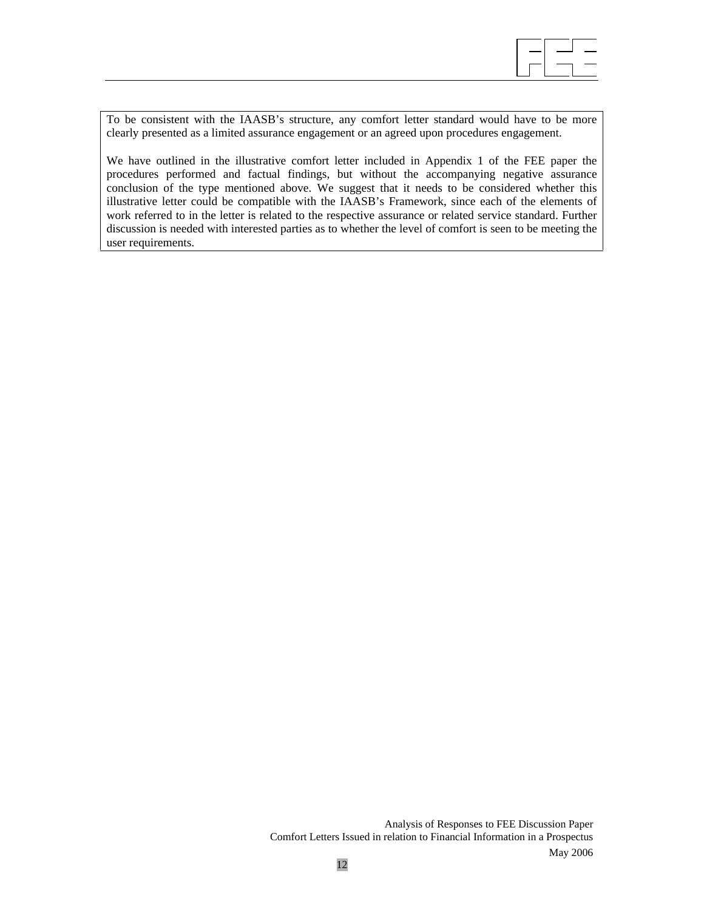To be consistent with the IAASB's structure, any comfort letter standard would have to be more clearly presented as a limited assurance engagement or an agreed upon procedures engagement.

We have outlined in the illustrative comfort letter included in Appendix 1 of the FEE paper the procedures performed and factual findings, but without the accompanying negative assurance conclusion of the type mentioned above. We suggest that it needs to be considered whether this illustrative letter could be compatible with the IAASB's Framework, since each of the elements of work referred to in the letter is related to the respective assurance or related service standard. Further discussion is needed with interested parties as to whether the level of comfort is seen to be meeting the user requirements.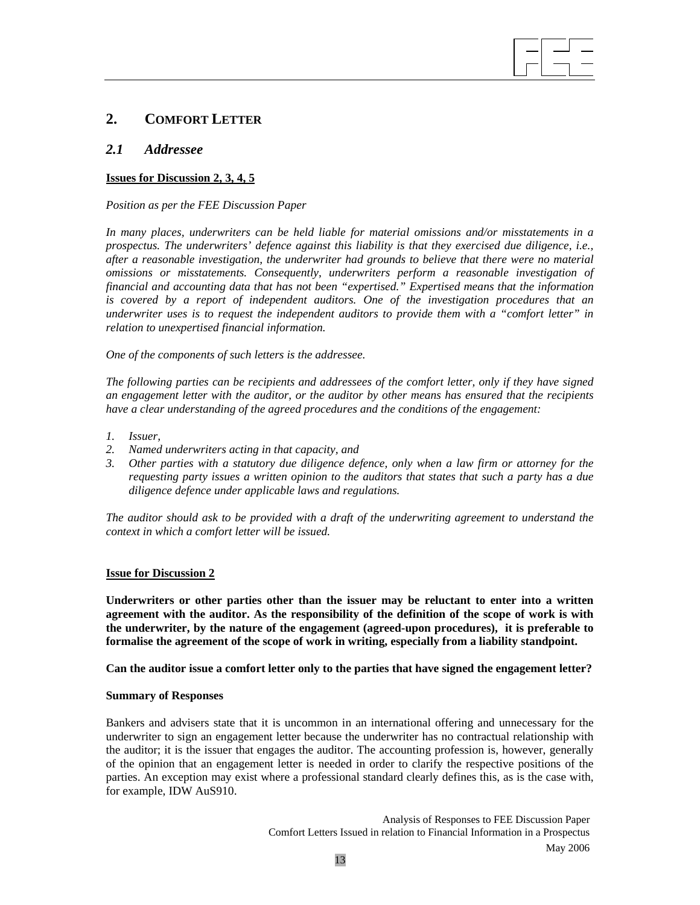## 2. Comfort Letter

### *2.1 Addressee*

**Issues for Discussion 2, 3, 4, 5**

*Position as per the FEE Discussion Paper*

*In many places, underwriters can be held liable for material omissions and/or misstatements in a prospectus. The underwriters' defence against this liability is that they exercised due diligence, i.e., after a reasonable investigation, the underwriter had grounds to believe that there were no material omissions or misstatements. Consequently, underwriters perform a reasonable investigation of financial and accounting data that has not been "expertised." Expertised means that the information is covered by a report of independent auditors. One of the investigation procedures that an underwriter uses is to request the independent auditors to provide them with a "comfort letter" in relation to unexpertised financial information.*

*One of the components of such letters is the addressee.*

*The following parties can be recipients and addressees of the comfort letter, only if they have signed an engagement letter with the auditor, or the auditor by other means has ensured that the recipients have a clear understanding of the agreed procedures and the conditions of the engagement:*

1. *Issuer,*
2. *Named underwriters acting in that capacity, and*
3. *Other parties with a statutory due diligence defence, only when a law firm or attorney for the requesting party issues a written opinion to the auditors that states that such a party has a due diligence defence under applicable laws and regulations.*

*The auditor should ask to be provided with a draft of the underwriting agreement to understand the context in which a comfort letter will be issued.*

**Issue for Discussion 2**

**Underwriters or other parties other than the issuer may be reluctant to enter into a written agreement with the auditor. As the responsibility of the definition of the scope of work is with the underwriter, by the nature of the engagement (agreed-upon procedures), it is preferable to formalise the agreement of the scope of work in writing, especially from a liability standpoint.**

**Can the auditor issue a comfort letter only to the parties that have signed the engagement letter?**

**Summary of Responses**

Bankers and advisers state that it is uncommon in an international offering and unnecessary for the underwriter to sign an engagement letter because the underwriter has no contractual relationship with the auditor; it is the issuer that engages the auditor. The accounting profession is, however, generally of the opinion that an engagement letter is needed in order to clarify the respective positions of the parties. An exception may exist where a professional standard clearly defines this, as is the case with, for example, IDW AuS910.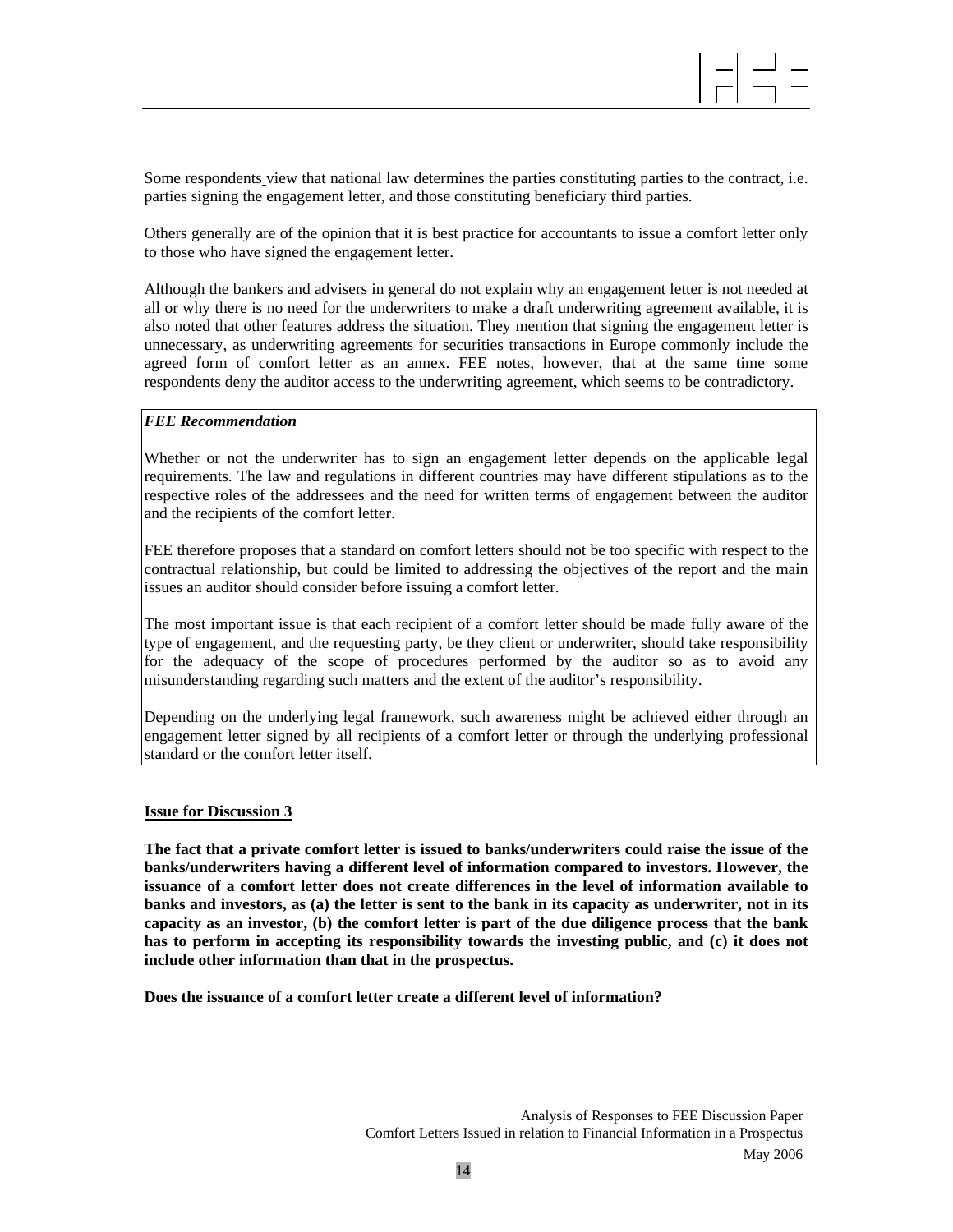Some respondents view that national law determines the parties constituting parties to the contract, i.e. parties signing the engagement letter, and those constituting beneficiary third parties.

Others generally are of the opinion that it is best practice for accountants to issue a comfort letter only to those who have signed the engagement letter.

Although the bankers and advisers in general do not explain why an engagement letter is not needed at all or why there is no need for the underwriters to make a draft underwriting agreement available, it is also noted that other features address the situation. They mention that signing the engagement letter is unnecessary, as underwriting agreements for securities transactions in Europe commonly include the agreed form of comfort letter as an annex. FEE notes, however, that at the same time some respondents deny the auditor access to the underwriting agreement, which seems to be contradictory.

***FEE Recommendation***

Whether or not the underwriter has to sign an engagement letter depends on the applicable legal requirements. The law and regulations in different countries may have different stipulations as to the respective roles of the addressees and the need for written terms of engagement between the auditor and the recipients of the comfort letter.

FEE therefore proposes that a standard on comfort letters should not be too specific with respect to the contractual relationship, but could be limited to addressing the objectives of the report and the main issues an auditor should consider before issuing a comfort letter.

The most important issue is that each recipient of a comfort letter should be made fully aware of the type of engagement, and the requesting party, be they client or underwriter, should take responsibility for the adequacy of the scope of procedures performed by the auditor so as to avoid any misunderstanding regarding such matters and the extent of the auditor's responsibility.

Depending on the underlying legal framework, such awareness might be achieved either through an engagement letter signed by all recipients of a comfort letter or through the underlying professional standard or the comfort letter itself.

**Issue for Discussion 3**

**The fact that a private comfort letter is issued to banks/underwriters could raise the issue of the banks/underwriters having a different level of information compared to investors. However, the issuance of a comfort letter does not create differences in the level of information available to banks and investors, as (a) the letter is sent to the bank in its capacity as underwriter, not in its capacity as an investor, (b) the comfort letter is part of the due diligence process that the bank has to perform in accepting its responsibility towards the investing public, and (c) it does not include other information than that in the prospectus.**

**Does the issuance of a comfort letter create a different level of information?**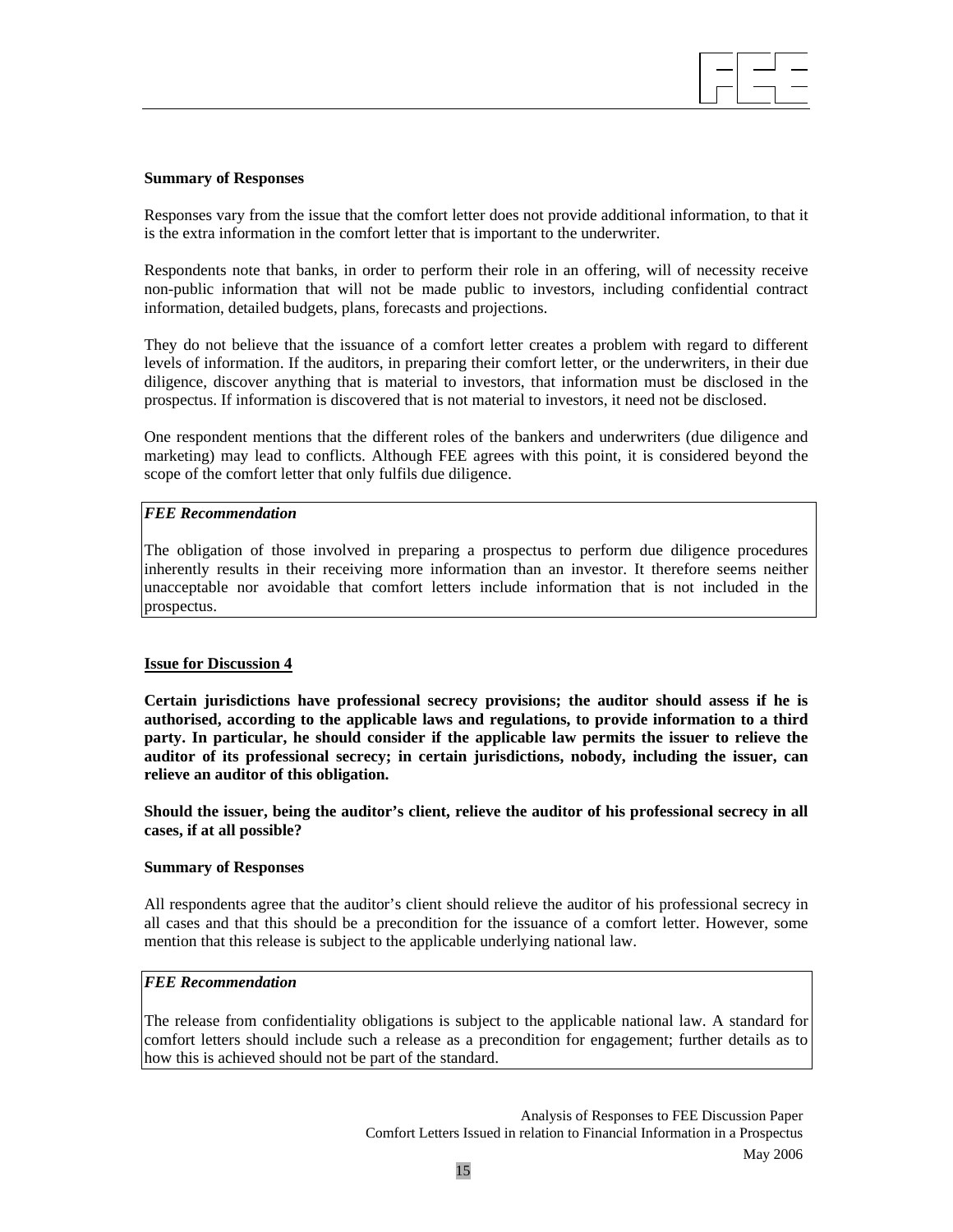**Summary of Responses**

Responses vary from the issue that the comfort letter does not provide additional information, to that it is the extra information in the comfort letter that is important to the underwriter.

Respondents note that banks, in order to perform their role in an offering, will of necessity receive non-public information that will not be made public to investors, including confidential contract information, detailed budgets, plans, forecasts and projections.

They do not believe that the issuance of a comfort letter creates a problem with regard to different levels of information. If the auditors, in preparing their comfort letter, or the underwriters, in their due diligence, discover anything that is material to investors, that information must be disclosed in the prospectus. If information is discovered that is not material to investors, it need not be disclosed.

One respondent mentions that the different roles of the bankers and underwriters (due diligence and marketing) may lead to conflicts. Although FEE agrees with this point, it is considered beyond the scope of the comfort letter that only fulfils due diligence.

> ***FEE Recommendation***
>
> The obligation of those involved in preparing a prospectus to perform due diligence procedures inherently results in their receiving more information than an investor. It therefore seems neither unacceptable nor avoidable that comfort letters include information that is not included in the prospectus.

**Issue for Discussion 4**

**Certain jurisdictions have professional secrecy provisions; the auditor should assess if he is authorised, according to the applicable laws and regulations, to provide information to a third party. In particular, he should consider if the applicable law permits the issuer to relieve the auditor of its professional secrecy; in certain jurisdictions, nobody, including the issuer, can relieve an auditor of this obligation.**

**Should the issuer, being the auditor's client, relieve the auditor of his professional secrecy in all cases, if at all possible?**

**Summary of Responses**

All respondents agree that the auditor's client should relieve the auditor of his professional secrecy in all cases and that this should be a precondition for the issuance of a comfort letter. However, some mention that this release is subject to the applicable underlying national law.

> ***FEE Recommendation***
>
> The release from confidentiality obligations is subject to the applicable national law. A standard for comfort letters should include such a release as a precondition for engagement; further details as to how this is achieved should not be part of the standard.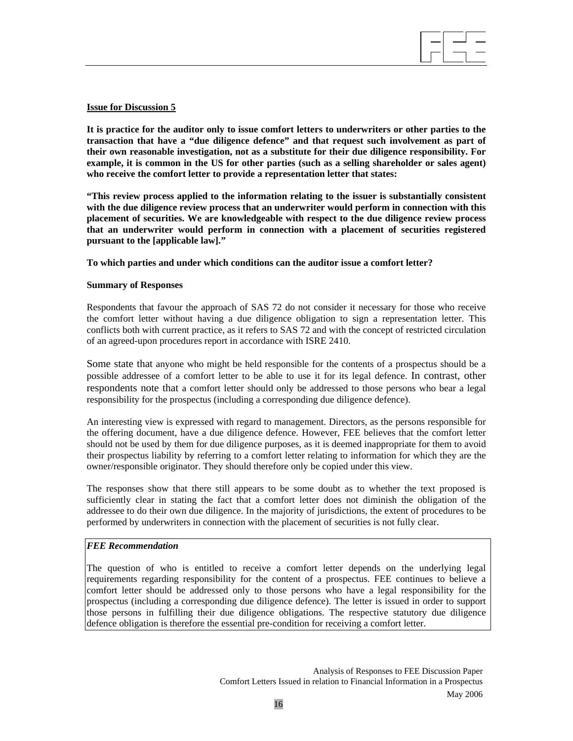**Issue for Discussion 5**

**It is practice for the auditor only to issue comfort letters to underwriters or other parties to the transaction that have a "due diligence defence" and that request such involvement as part of their own reasonable investigation, not as a substitute for their due diligence responsibility. For example, it is common in the US for other parties (such as a selling shareholder or sales agent) who receive the comfort letter to provide a representation letter that states:**

**"This review process applied to the information relating to the issuer is substantially consistent with the due diligence review process that an underwriter would perform in connection with this placement of securities. We are knowledgeable with respect to the due diligence review process that an underwriter would perform in connection with a placement of securities registered pursuant to the [applicable law]."**

**To which parties and under which conditions can the auditor issue a comfort letter?**

**Summary of Responses**

Respondents that favour the approach of SAS 72 do not consider it necessary for those who receive the comfort letter without having a due diligence obligation to sign a representation letter. This conflicts both with current practice, as it refers to SAS 72 and with the concept of restricted circulation of an agreed-upon procedures report in accordance with ISRE 2410.

Some state that anyone who might be held responsible for the contents of a prospectus should be a possible addressee of a comfort letter to be able to use it for its legal defence. In contrast, other respondents note that a comfort letter should only be addressed to those persons who bear a legal responsibility for the prospectus (including a corresponding due diligence defence).

An interesting view is expressed with regard to management. Directors, as the persons responsible for the offering document, have a due diligence defence. However, FEE believes that the comfort letter should not be used by them for due diligence purposes, as it is deemed inappropriate for them to avoid their prospectus liability by referring to a comfort letter relating to information for which they are the owner/responsible originator. They should therefore only be copied under this view.

The responses show that there still appears to be some doubt as to whether the text proposed is sufficiently clear in stating the fact that a comfort letter does not diminish the obligation of the addressee to do their own due diligence. In the majority of jurisdictions, the extent of procedures to be performed by underwriters in connection with the placement of securities is not fully clear.

***FEE Recommendation***

The question of who is entitled to receive a comfort letter depends on the underlying legal requirements regarding responsibility for the content of a prospectus. FEE continues to believe a comfort letter should be addressed only to those persons who have a legal responsibility for the prospectus (including a corresponding due diligence defence). The letter is issued in order to support those persons in fulfilling their due diligence obligations. The respective statutory due diligence defence obligation is therefore the essential pre-condition for receiving a comfort letter.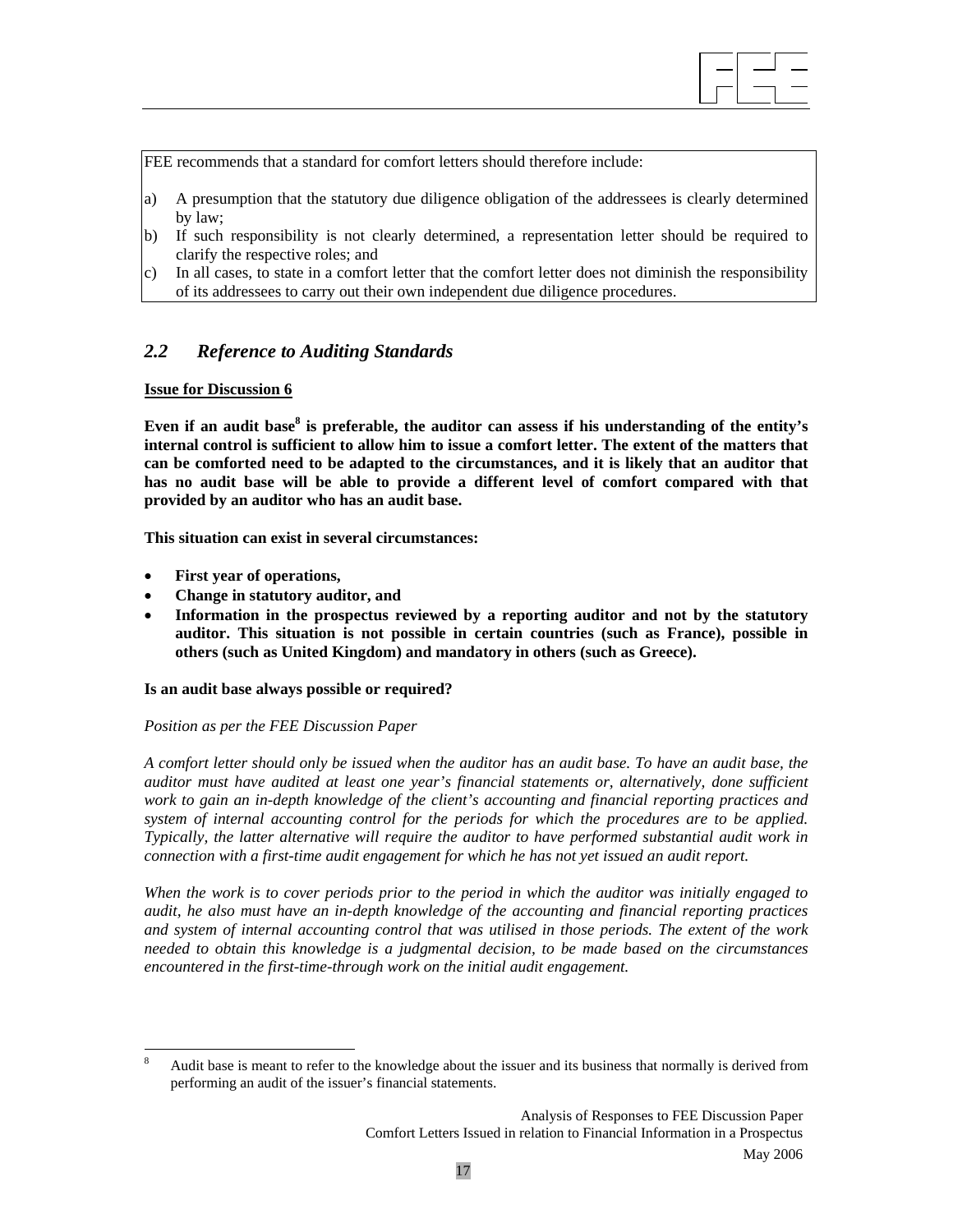FEE recommends that a standard for comfort letters should therefore include:

a) A presumption that the statutory due diligence obligation of the addressees is clearly determined by law;
b) If such responsibility is not clearly determined, a representation letter should be required to clarify the respective roles; and
c) In all cases, to state in a comfort letter that the comfort letter does not diminish the responsibility of its addressees to carry out their own independent due diligence procedures.

## *2.2 Reference to Auditing Standards*

**Issue for Discussion 6**

**Even if an audit base[8] is preferable, the auditor can assess if his understanding of the entity's internal control is sufficient to allow him to issue a comfort letter. The extent of the matters that can be comforted need to be adapted to the circumstances, and it is likely that an auditor that has no audit base will be able to provide a different level of comfort compared with that provided by an auditor who has an audit base.**

**This situation can exist in several circumstances:**

- **First year of operations,**
- **Change in statutory auditor, and**
- **Information in the prospectus reviewed by a reporting auditor and not by the statutory auditor. This situation is not possible in certain countries (such as France), possible in others (such as United Kingdom) and mandatory in others (such as Greece).**

**Is an audit base always possible or required?**

*Position as per the FEE Discussion Paper*

*A comfort letter should only be issued when the auditor has an audit base. To have an audit base, the auditor must have audited at least one year's financial statements or, alternatively, done sufficient work to gain an in-depth knowledge of the client's accounting and financial reporting practices and system of internal accounting control for the periods for which the procedures are to be applied. Typically, the latter alternative will require the auditor to have performed substantial audit work in connection with a first-time audit engagement for which he has not yet issued an audit report.*

*When the work is to cover periods prior to the period in which the auditor was initially engaged to audit, he also must have an in-depth knowledge of the accounting and financial reporting practices and system of internal accounting control that was utilised in those periods. The extent of the work needed to obtain this knowledge is a judgmental decision, to be made based on the circumstances encountered in the first-time-through work on the initial audit engagement.*

---

[8] Audit base is meant to refer to the knowledge about the issuer and its business that normally is derived from performing an audit of the issuer's financial statements.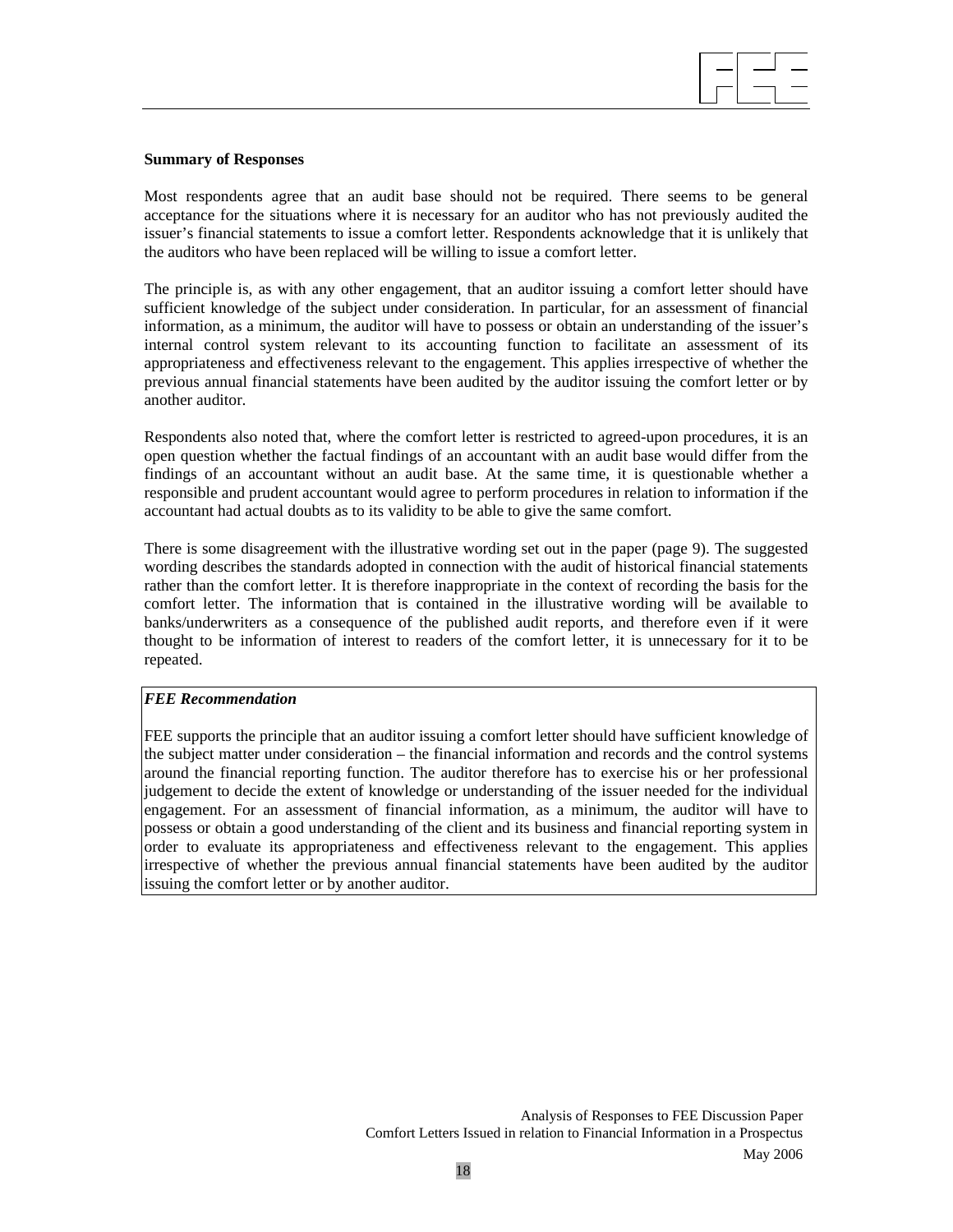**Summary of Responses**

Most respondents agree that an audit base should not be required. There seems to be general acceptance for the situations where it is necessary for an auditor who has not previously audited the issuer's financial statements to issue a comfort letter. Respondents acknowledge that it is unlikely that the auditors who have been replaced will be willing to issue a comfort letter.

The principle is, as with any other engagement, that an auditor issuing a comfort letter should have sufficient knowledge of the subject under consideration. In particular, for an assessment of financial information, as a minimum, the auditor will have to possess or obtain an understanding of the issuer's internal control system relevant to its accounting function to facilitate an assessment of its appropriateness and effectiveness relevant to the engagement. This applies irrespective of whether the previous annual financial statements have been audited by the auditor issuing the comfort letter or by another auditor.

Respondents also noted that, where the comfort letter is restricted to agreed-upon procedures, it is an open question whether the factual findings of an accountant with an audit base would differ from the findings of an accountant without an audit base. At the same time, it is questionable whether a responsible and prudent accountant would agree to perform procedures in relation to information if the accountant had actual doubts as to its validity to be able to give the same comfort.

There is some disagreement with the illustrative wording set out in the paper (page 9). The suggested wording describes the standards adopted in connection with the audit of historical financial statements rather than the comfort letter. It is therefore inappropriate in the context of recording the basis for the comfort letter. The information that is contained in the illustrative wording will be available to banks/underwriters as a consequence of the published audit reports, and therefore even if it were thought to be information of interest to readers of the comfort letter, it is unnecessary for it to be repeated.

***FEE Recommendation***

FEE supports the principle that an auditor issuing a comfort letter should have sufficient knowledge of the subject matter under consideration – the financial information and records and the control systems around the financial reporting function. The auditor therefore has to exercise his or her professional judgement to decide the extent of knowledge or understanding of the issuer needed for the individual engagement. For an assessment of financial information, as a minimum, the auditor will have to possess or obtain a good understanding of the client and its business and financial reporting system in order to evaluate its appropriateness and effectiveness relevant to the engagement. This applies irrespective of whether the previous annual financial statements have been audited by the auditor issuing the comfort letter or by another auditor.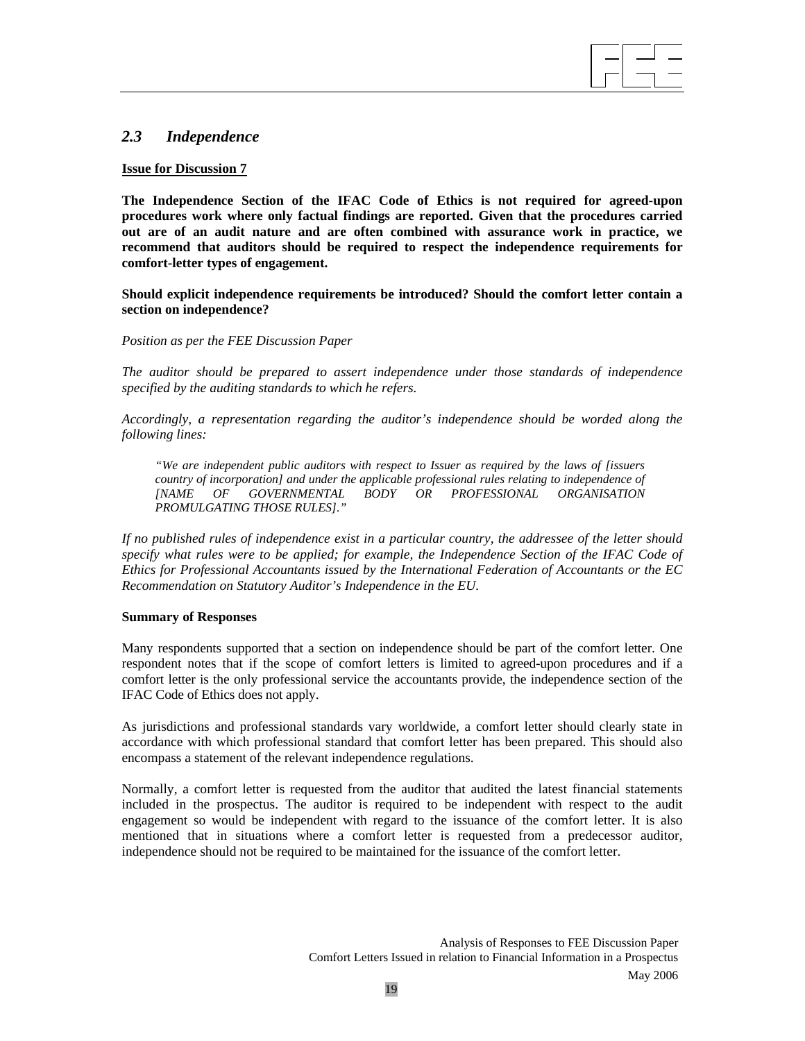## *2.3 Independence*

<u>**Issue for Discussion 7**</u>

**The Independence Section of the IFAC Code of Ethics is not required for agreed-upon procedures work where only factual findings are reported. Given that the procedures carried out are of an audit nature and are often combined with assurance work in practice, we recommend that auditors should be required to respect the independence requirements for comfort-letter types of engagement.**

**Should explicit independence requirements be introduced? Should the comfort letter contain a section on independence?**

*Position as per the FEE Discussion Paper*

*The auditor should be prepared to assert independence under those standards of independence specified by the auditing standards to which he refers.*

*Accordingly, a representation regarding the auditor's independence should be worded along the following lines:*

> *"We are independent public auditors with respect to Issuer as required by the laws of [issuers country of incorporation] and under the applicable professional rules relating to independence of [NAME OF GOVERNMENTAL BODY OR PROFESSIONAL ORGANISATION PROMULGATING THOSE RULES]."*

*If no published rules of independence exist in a particular country, the addressee of the letter should specify what rules were to be applied; for example, the Independence Section of the IFAC Code of Ethics for Professional Accountants issued by the International Federation of Accountants or the EC Recommendation on Statutory Auditor's Independence in the EU.*

**Summary of Responses**

Many respondents supported that a section on independence should be part of the comfort letter. One respondent notes that if the scope of comfort letters is limited to agreed-upon procedures and if a comfort letter is the only professional service the accountants provide, the independence section of the IFAC Code of Ethics does not apply.

As jurisdictions and professional standards vary worldwide, a comfort letter should clearly state in accordance with which professional standard that comfort letter has been prepared. This should also encompass a statement of the relevant independence regulations.

Normally, a comfort letter is requested from the auditor that audited the latest financial statements included in the prospectus. The auditor is required to be independent with respect to the audit engagement so would be independent with regard to the issuance of the comfort letter. It is also mentioned that in situations where a comfort letter is requested from a predecessor auditor, independence should not be required to be maintained for the issuance of the comfort letter.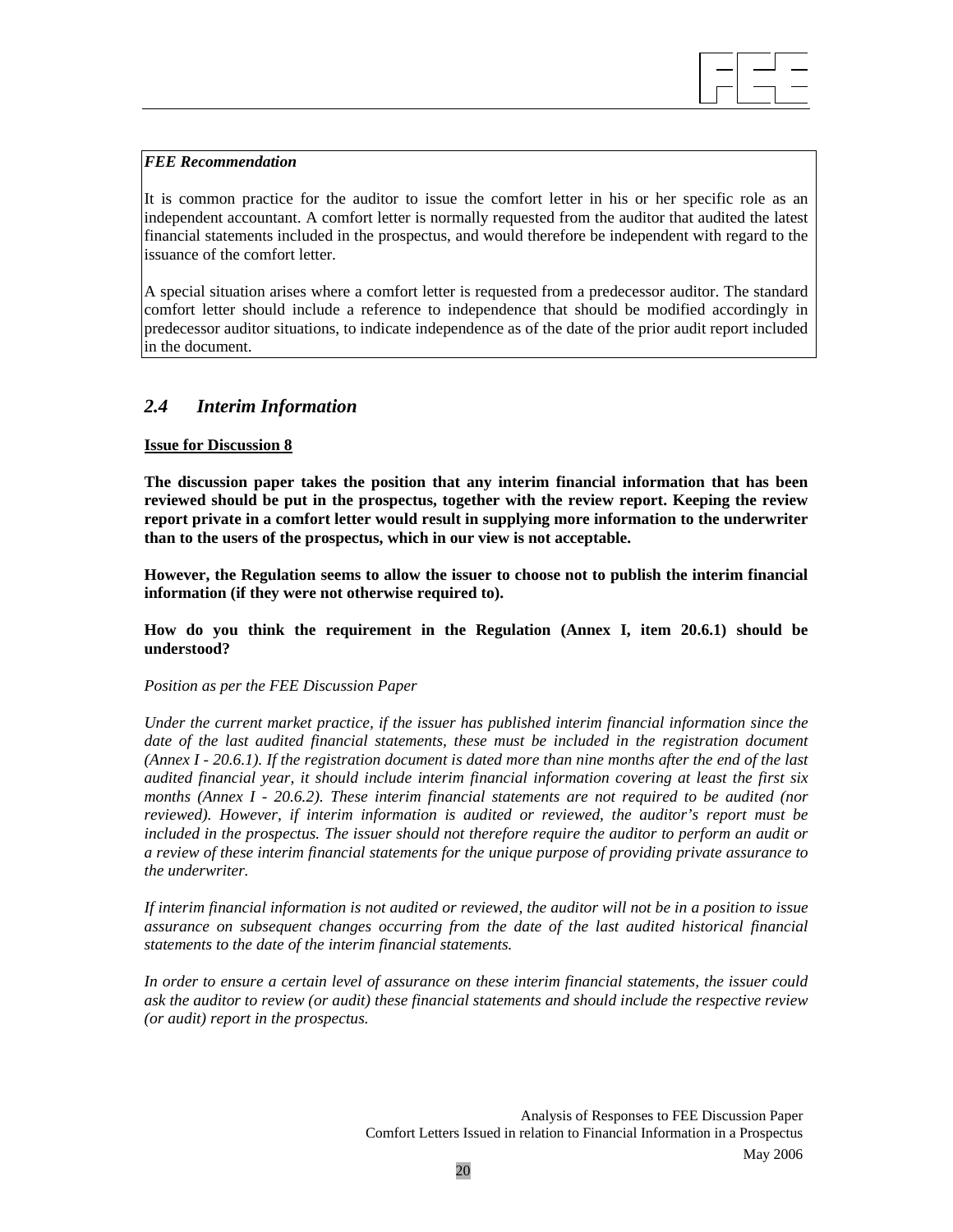*FEE Recommendation*

It is common practice for the auditor to issue the comfort letter in his or her specific role as an independent accountant. A comfort letter is normally requested from the auditor that audited the latest financial statements included in the prospectus, and would therefore be independent with regard to the issuance of the comfort letter.

A special situation arises where a comfort letter is requested from a predecessor auditor. The standard comfort letter should include a reference to independence that should be modified accordingly in predecessor auditor situations, to indicate independence as of the date of the prior audit report included in the document.

## *2.4 Interim Information*

**Issue for Discussion 8**

**The discussion paper takes the position that any interim financial information that has been reviewed should be put in the prospectus, together with the review report. Keeping the review report private in a comfort letter would result in supplying more information to the underwriter than to the users of the prospectus, which in our view is not acceptable.**

**However, the Regulation seems to allow the issuer to choose not to publish the interim financial information (if they were not otherwise required to).**

**How do you think the requirement in the Regulation (Annex I, item 20.6.1) should be understood?**

*Position as per the FEE Discussion Paper*

*Under the current market practice, if the issuer has published interim financial information since the date of the last audited financial statements, these must be included in the registration document (Annex I - 20.6.1). If the registration document is dated more than nine months after the end of the last audited financial year, it should include interim financial information covering at least the first six months (Annex I - 20.6.2). These interim financial statements are not required to be audited (nor reviewed). However, if interim information is audited or reviewed, the auditor's report must be included in the prospectus. The issuer should not therefore require the auditor to perform an audit or a review of these interim financial statements for the unique purpose of providing private assurance to the underwriter.*

*If interim financial information is not audited or reviewed, the auditor will not be in a position to issue assurance on subsequent changes occurring from the date of the last audited historical financial statements to the date of the interim financial statements.*

*In order to ensure a certain level of assurance on these interim financial statements, the issuer could ask the auditor to review (or audit) these financial statements and should include the respective review (or audit) report in the prospectus.*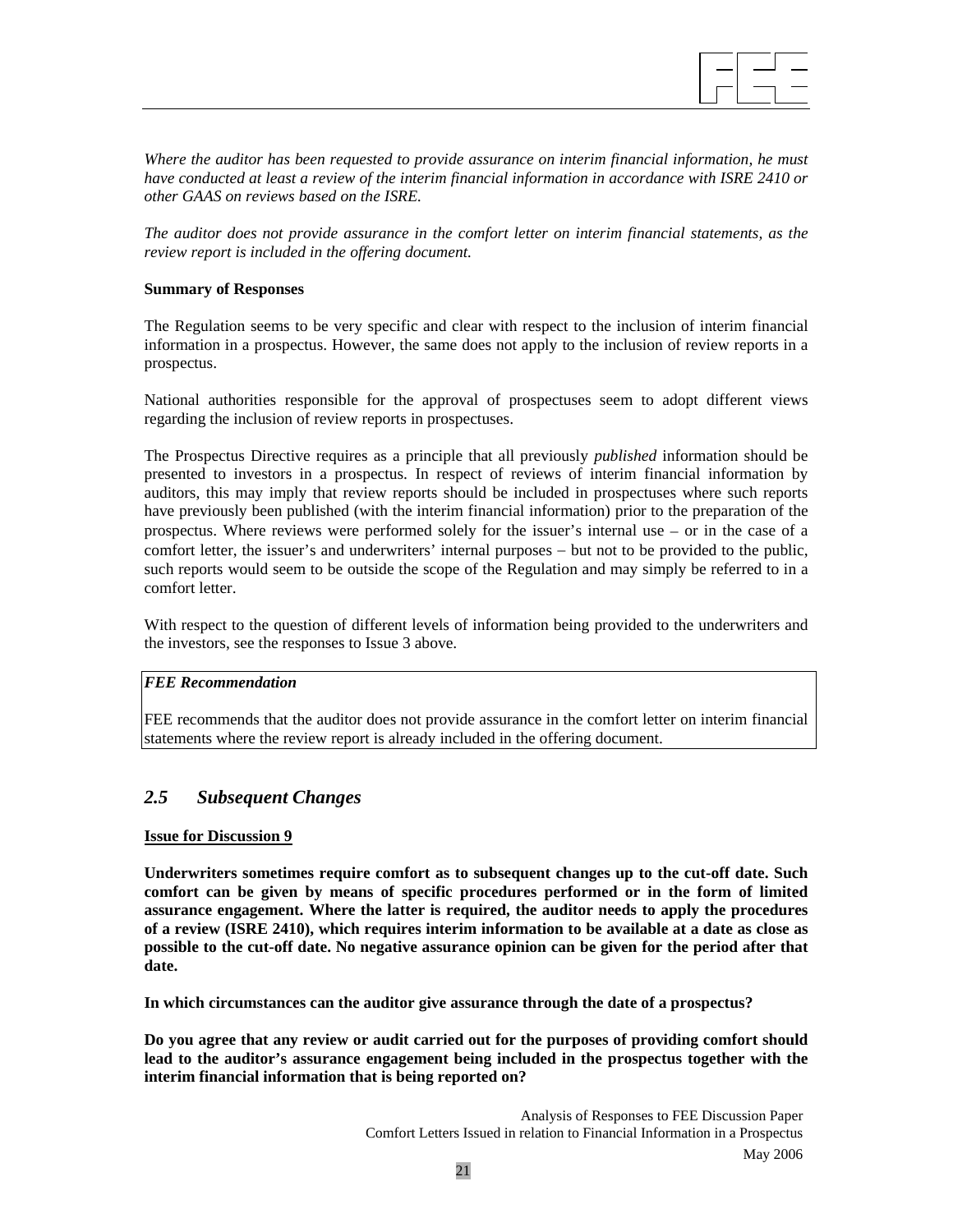*Where the auditor has been requested to provide assurance on interim financial information, he must have conducted at least a review of the interim financial information in accordance with ISRE 2410 or other GAAS on reviews based on the ISRE.*

*The auditor does not provide assurance in the comfort letter on interim financial statements, as the review report is included in the offering document.*

**Summary of Responses**

The Regulation seems to be very specific and clear with respect to the inclusion of interim financial information in a prospectus. However, the same does not apply to the inclusion of review reports in a prospectus.

National authorities responsible for the approval of prospectuses seem to adopt different views regarding the inclusion of review reports in prospectuses.

The Prospectus Directive requires as a principle that all previously *published* information should be presented to investors in a prospectus. In respect of reviews of interim financial information by auditors, this may imply that review reports should be included in prospectuses where such reports have previously been published (with the interim financial information) prior to the preparation of the prospectus. Where reviews were performed solely for the issuer's internal use – or in the case of a comfort letter, the issuer's and underwriters' internal purposes – but not to be provided to the public, such reports would seem to be outside the scope of the Regulation and may simply be referred to in a comfort letter.

With respect to the question of different levels of information being provided to the underwriters and the investors, see the responses to Issue 3 above.

> ***FEE Recommendation***
>
> FEE recommends that the auditor does not provide assurance in the comfort letter on interim financial statements where the review report is already included in the offering document.

## *2.5 Subsequent Changes*

**Issue for Discussion 9**

**Underwriters sometimes require comfort as to subsequent changes up to the cut-off date. Such comfort can be given by means of specific procedures performed or in the form of limited assurance engagement. Where the latter is required, the auditor needs to apply the procedures of a review (ISRE 2410), which requires interim information to be available at a date as close as possible to the cut-off date. No negative assurance opinion can be given for the period after that date.**

**In which circumstances can the auditor give assurance through the date of a prospectus?**

**Do you agree that any review or audit carried out for the purposes of providing comfort should lead to the auditor's assurance engagement being included in the prospectus together with the interim financial information that is being reported on?**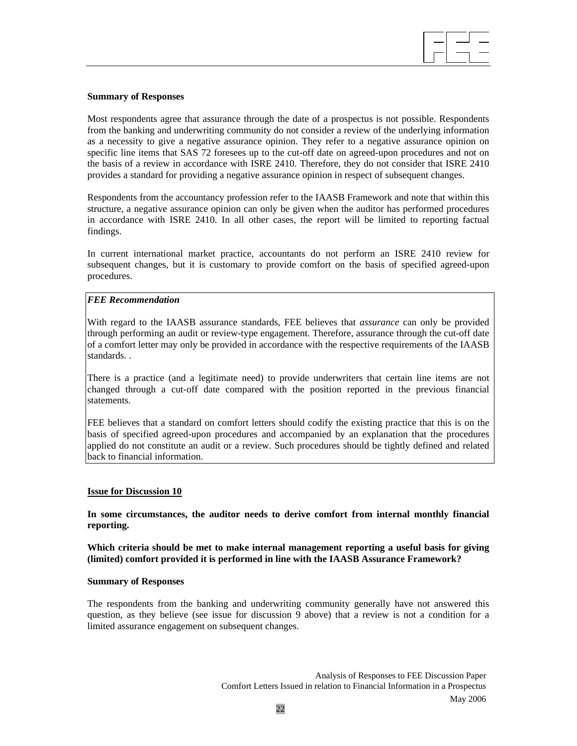**Summary of Responses**

Most respondents agree that assurance through the date of a prospectus is not possible. Respondents from the banking and underwriting community do not consider a review of the underlying information as a necessity to give a negative assurance opinion. They refer to a negative assurance opinion on specific line items that SAS 72 foresees up to the cut-off date on agreed-upon procedures and not on the basis of a review in accordance with ISRE 2410. Therefore, they do not consider that ISRE 2410 provides a standard for providing a negative assurance opinion in respect of subsequent changes.

Respondents from the accountancy profession refer to the IAASB Framework and note that within this structure, a negative assurance opinion can only be given when the auditor has performed procedures in accordance with ISRE 2410. In all other cases, the report will be limited to reporting factual findings.

In current international market practice, accountants do not perform an ISRE 2410 review for subsequent changes, but it is customary to provide comfort on the basis of specified agreed-upon procedures.

> ***FEE Recommendation***
>
> With regard to the IAASB assurance standards, FEE believes that *assurance* can only be provided through performing an audit or review-type engagement. Therefore, assurance through the cut-off date of a comfort letter may only be provided in accordance with the respective requirements of the IAASB standards. .
>
> There is a practice (and a legitimate need) to provide underwriters that certain line items are not changed through a cut-off date compared with the position reported in the previous financial statements.
>
> FEE believes that a standard on comfort letters should codify the existing practice that this is on the basis of specified agreed-upon procedures and accompanied by an explanation that the procedures applied do not constitute an audit or a review. Such procedures should be tightly defined and related back to financial information.

**Issue for Discussion 10**

**In some circumstances, the auditor needs to derive comfort from internal monthly financial reporting.**

**Which criteria should be met to make internal management reporting a useful basis for giving (limited) comfort provided it is performed in line with the IAASB Assurance Framework?**

**Summary of Responses**

The respondents from the banking and underwriting community generally have not answered this question, as they believe (see issue for discussion 9 above) that a review is not a condition for a limited assurance engagement on subsequent changes.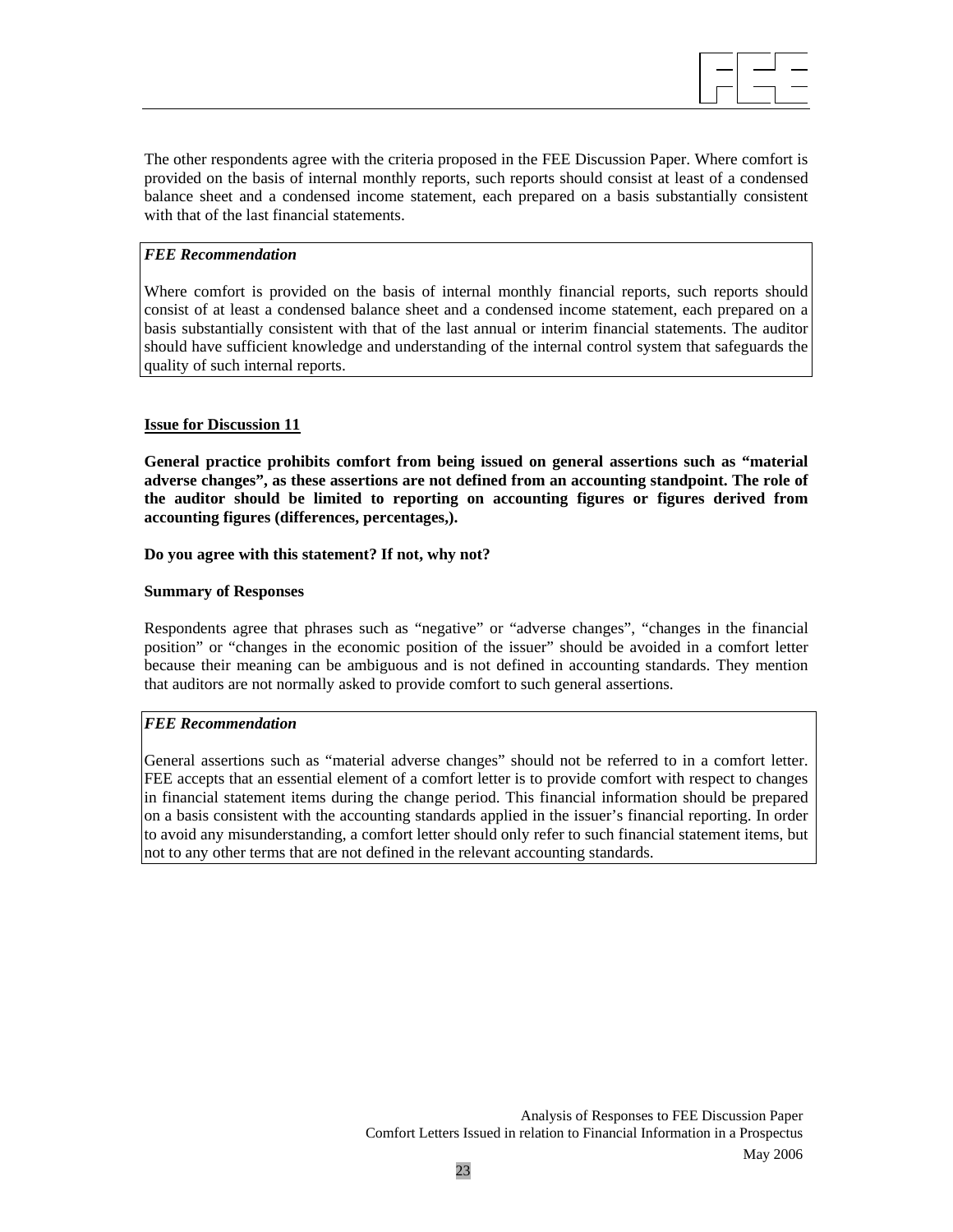The other respondents agree with the criteria proposed in the FEE Discussion Paper. Where comfort is provided on the basis of internal monthly reports, such reports should consist at least of a condensed balance sheet and a condensed income statement, each prepared on a basis substantially consistent with that of the last financial statements.

> ***FEE Recommendation***
>
> Where comfort is provided on the basis of internal monthly financial reports, such reports should consist of at least a condensed balance sheet and a condensed income statement, each prepared on a basis substantially consistent with that of the last annual or interim financial statements. The auditor should have sufficient knowledge and understanding of the internal control system that safeguards the quality of such internal reports.

**Issue for Discussion 11**

**General practice prohibits comfort from being issued on general assertions such as "material adverse changes", as these assertions are not defined from an accounting standpoint. The role of the auditor should be limited to reporting on accounting figures or figures derived from accounting figures (differences, percentages,).**

**Do you agree with this statement? If not, why not?**

**Summary of Responses**

Respondents agree that phrases such as "negative" or "adverse changes", "changes in the financial position" or "changes in the economic position of the issuer" should be avoided in a comfort letter because their meaning can be ambiguous and is not defined in accounting standards. They mention that auditors are not normally asked to provide comfort to such general assertions.

> ***FEE Recommendation***
>
> General assertions such as "material adverse changes" should not be referred to in a comfort letter. FEE accepts that an essential element of a comfort letter is to provide comfort with respect to changes in financial statement items during the change period. This financial information should be prepared on a basis consistent with the accounting standards applied in the issuer's financial reporting. In order to avoid any misunderstanding, a comfort letter should only refer to such financial statement items, but not to any other terms that are not defined in the relevant accounting standards.